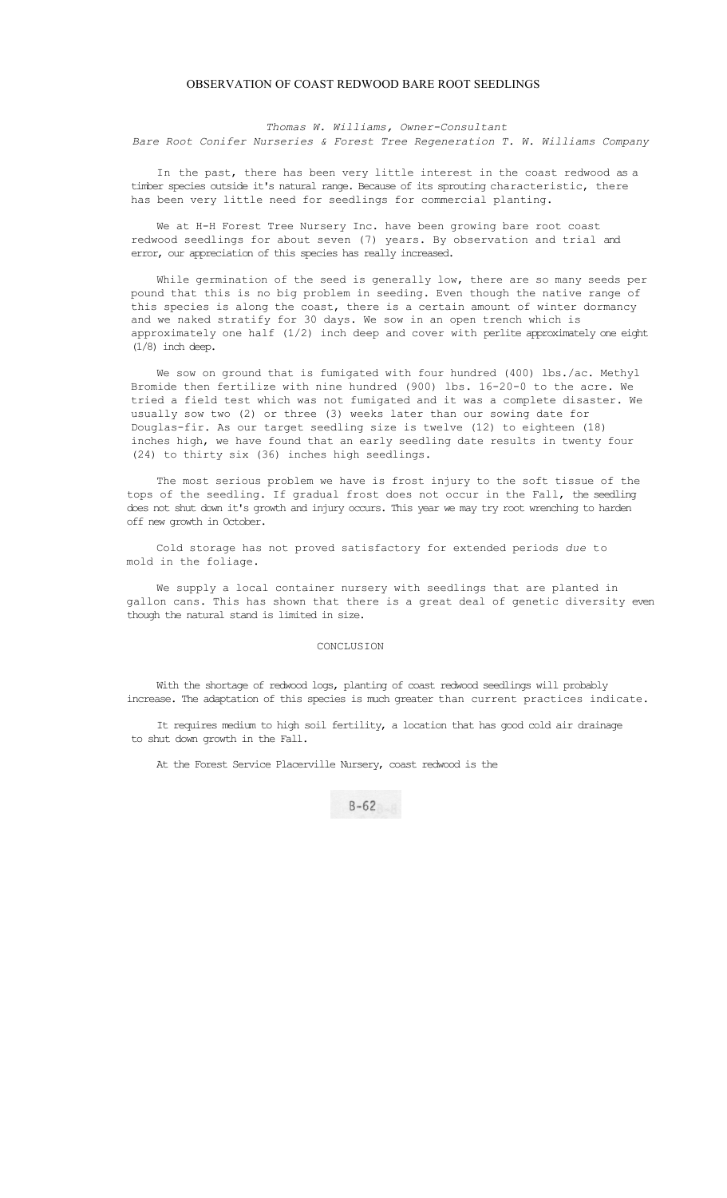# OBSERVATION OF COAST REDWOOD BARE ROOT SEEDLINGS

*Thomas W. Williams, Owner-Consultant*
*Bare Root Conifer Nurseries & Forest Tree Regeneration T. W. Williams Company*

In the past, there has been very little interest in the coast redwood as a timber species outside it's natural range. Because of its sprouting characteristic, there has been very little need for seedlings for commercial planting.

We at H-H Forest Tree Nursery Inc. have been growing bare root coast redwood seedlings for about seven (7) years. By observation and trial and error, our appreciation of this species has really increased.

While germination of the seed is generally low, there are so many seeds per pound that this is no big problem in seeding. Even though the native range of this species is along the coast, there is a certain amount of winter dormancy and we naked stratify for 30 days. We sow in an open trench which is approximately one half (1/2) inch deep and cover with perlite approximately one eight (1/8) inch deep.

We sow on ground that is fumigated with four hundred (400) lbs./ac. Methyl Bromide then fertilize with nine hundred (900) lbs. 16-20-0 to the acre. We tried a field test which was not fumigated and it was a complete disaster. We usually sow two (2) or three (3) weeks later than our sowing date for Douglas-fir. As our target seedling size is twelve (12) to eighteen (18) inches high, we have found that an early seedling date results in twenty four (24) to thirty six (36) inches high seedlings.

The most serious problem we have is frost injury to the soft tissue of the tops of the seedling. If gradual frost does not occur in the Fall, the seedling does not shut down it's growth and injury occurs. This year we may try root wrenching to harden off new growth in October.

Cold storage has not proved satisfactory for extended periods *due* to mold in the foliage.

We supply a local container nursery with seedlings that are planted in gallon cans. This has shown that there is a great deal of genetic diversity even though the natural stand is limited in size.

## CONCLUSION

With the shortage of redwood logs, planting of coast redwood seedlings will probably increase. The adaptation of this species is much greater than current practices indicate.

It requires medium to high soil fertility, a location that has good cold air drainage to shut down growth in the Fall.

At the Forest Service Placerville Nursery, coast redwood is the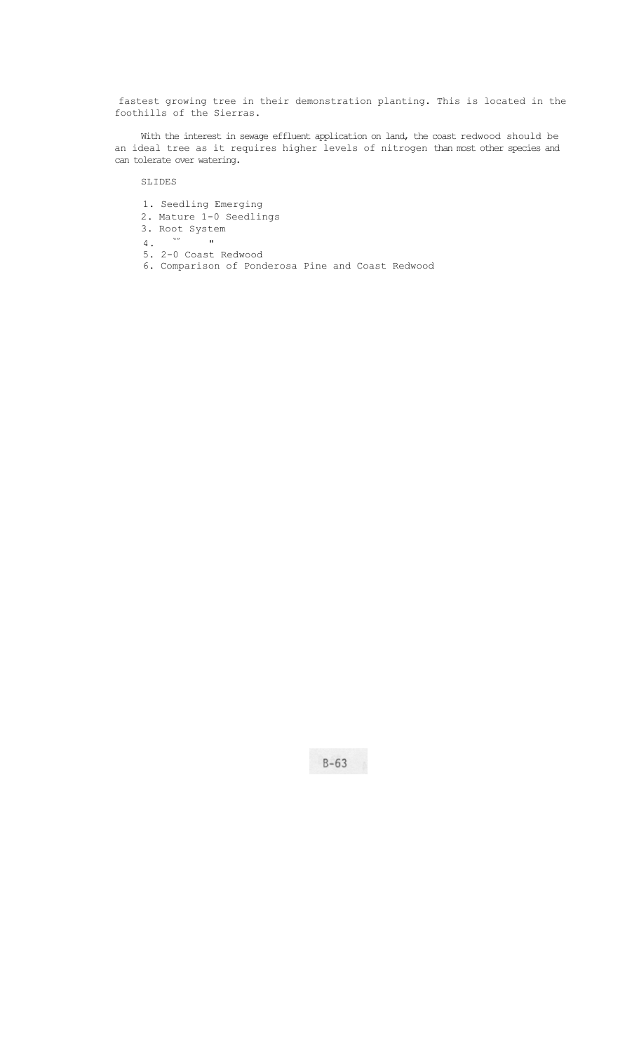fastest growing tree in their demonstration planting. This is located in the foothills of the Sierras.

With the interest in sewage effluent application on land, the coast redwood should be an ideal tree as it requires higher levels of nitrogen than most other species and can tolerate over watering.

SLIDES

1. Seedling Emerging
2. Mature 1-0 Seedlings
3. Root System
4. " "
5. 2-0 Coast Redwood
6. Comparison of Ponderosa Pine and Coast Redwood